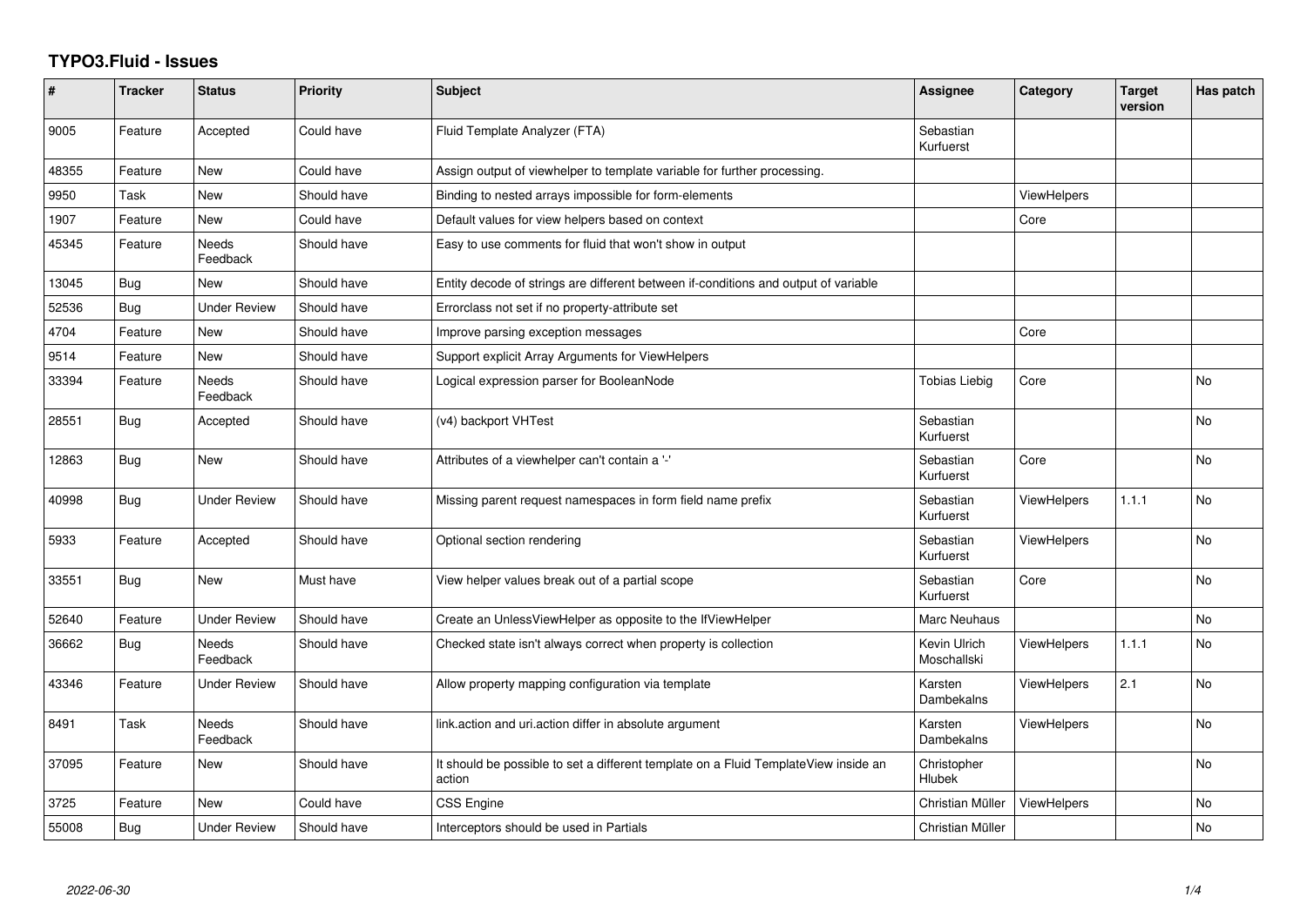# TYPO3.Fluid - Issues

| # | Tracker | Status | Priority | Subject | Assignee | Category | Target version | Has patch |
|---|---|---|---|---|---|---|---|---|
| 9005 | Feature | Accepted | Could have | Fluid Template Analyzer (FTA) | Sebastian Kurfuerst | | | |
| 48355 | Feature | New | Could have | Assign output of viewhelper to template variable for further processing. | | | | |
| 9950 | Task | New | Should have | Binding to nested arrays impossible for form-elements | | ViewHelpers | | |
| 1907 | Feature | New | Could have | Default values for view helpers based on context | | Core | | |
| 45345 | Feature | Needs Feedback | Should have | Easy to use comments for fluid that won't show in output | | | | |
| 13045 | Bug | New | Should have | Entity decode of strings are different between if-conditions and output of variable | | | | |
| 52536 | Bug | Under Review | Should have | Errorclass not set if no property-attribute set | | | | |
| 4704 | Feature | New | Should have | Improve parsing exception messages | | Core | | |
| 9514 | Feature | New | Should have | Support explicit Array Arguments for ViewHelpers | | | | |
| 33394 | Feature | Needs Feedback | Should have | Logical expression parser for BooleanNode | Tobias Liebig | Core | | No |
| 28551 | Bug | Accepted | Should have | (v4) backport VHTest | Sebastian Kurfuerst | | | No |
| 12863 | Bug | New | Should have | Attributes of a viewhelper can't contain a '-' | Sebastian Kurfuerst | Core | | No |
| 40998 | Bug | Under Review | Should have | Missing parent request namespaces in form field name prefix | Sebastian Kurfuerst | ViewHelpers | 1.1.1 | No |
| 5933 | Feature | Accepted | Should have | Optional section rendering | Sebastian Kurfuerst | ViewHelpers | | No |
| 33551 | Bug | New | Must have | View helper values break out of a partial scope | Sebastian Kurfuerst | Core | | No |
| 52640 | Feature | Under Review | Should have | Create an UnlessViewHelper as opposite to the IfViewHelper | Marc Neuhaus | | | No |
| 36662 | Bug | Needs Feedback | Should have | Checked state isn't always correct when property is collection | Kevin Ulrich Moschallski | ViewHelpers | 1.1.1 | No |
| 43346 | Feature | Under Review | Should have | Allow property mapping configuration via template | Karsten Dambekalns | ViewHelpers | 2.1 | No |
| 8491 | Task | Needs Feedback | Should have | link.action and uri.action differ in absolute argument | Karsten Dambekalns | ViewHelpers | | No |
| 37095 | Feature | New | Should have | It should be possible to set a different template on a Fluid TemplateView inside an action | Christopher Hlubek | | | No |
| 3725 | Feature | New | Could have | CSS Engine | Christian Müller | ViewHelpers | | No |
| 55008 | Bug | Under Review | Should have | Interceptors should be used in Partials | Christian Müller | | | No |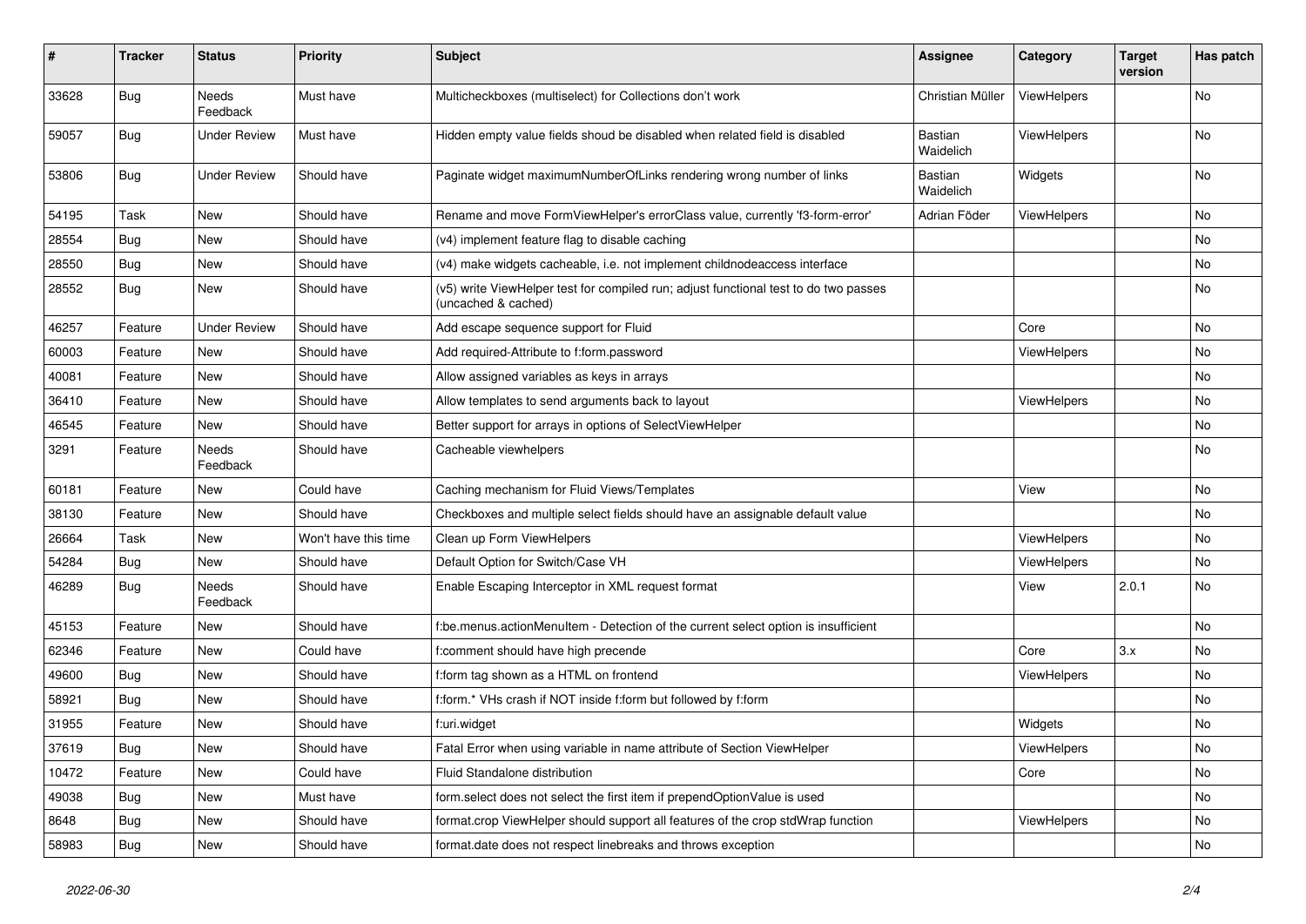| # | Tracker | Status | Priority | Subject | Assignee | Category | Target version | Has patch |
|---|---|---|---|---|---|---|---|---|
| 33628 | Bug | Needs Feedback | Must have | Multicheckboxes (multiselect) for Collections don't work | Christian Müller | ViewHelpers | | No |
| 59057 | Bug | Under Review | Must have | Hidden empty value fields shoud be disabled when related field is disabled | Bastian Waidelich | ViewHelpers | | No |
| 53806 | Bug | Under Review | Should have | Paginate widget maximumNumberOfLinks rendering wrong number of links | Bastian Waidelich | Widgets | | No |
| 54195 | Task | New | Should have | Rename and move FormViewHelper's errorClass value, currently 'f3-form-error' | Adrian Föder | ViewHelpers | | No |
| 28554 | Bug | New | Should have | (v4) implement feature flag to disable caching | | | | No |
| 28550 | Bug | New | Should have | (v4) make widgets cacheable, i.e. not implement childnodeaccess interface | | | | No |
| 28552 | Bug | New | Should have | (v5) write ViewHelper test for compiled run; adjust functional test to do two passes (uncached & cached) | | | | No |
| 46257 | Feature | Under Review | Should have | Add escape sequence support for Fluid | | Core | | No |
| 60003 | Feature | New | Should have | Add required-Attribute to f:form.password | | ViewHelpers | | No |
| 40081 | Feature | New | Should have | Allow assigned variables as keys in arrays | | | | No |
| 36410 | Feature | New | Should have | Allow templates to send arguments back to layout | | ViewHelpers | | No |
| 46545 | Feature | New | Should have | Better support for arrays in options of SelectViewHelper | | | | No |
| 3291 | Feature | Needs Feedback | Should have | Cacheable viewhelpers | | | | No |
| 60181 | Feature | New | Could have | Caching mechanism for Fluid Views/Templates | | View | | No |
| 38130 | Feature | New | Should have | Checkboxes and multiple select fields should have an assignable default value | | | | No |
| 26664 | Task | New | Won't have this time | Clean up Form ViewHelpers | | ViewHelpers | | No |
| 54284 | Bug | New | Should have | Default Option for Switch/Case VH | | ViewHelpers | | No |
| 46289 | Bug | Needs Feedback | Should have | Enable Escaping Interceptor in XML request format | | View | 2.0.1 | No |
| 45153 | Feature | New | Should have | f:be.menus.actionMenuItem - Detection of the current select option is insufficient | | | | No |
| 62346 | Feature | New | Could have | f:comment should have high precende | | Core | 3.x | No |
| 49600 | Bug | New | Should have | f:form tag shown as a HTML on frontend | | ViewHelpers | | No |
| 58921 | Bug | New | Should have | f:form.* VHs crash if NOT inside f:form but followed by f:form | | | | No |
| 31955 | Feature | New | Should have | f:uri.widget | | Widgets | | No |
| 37619 | Bug | New | Should have | Fatal Error when using variable in name attribute of Section ViewHelper | | ViewHelpers | | No |
| 10472 | Feature | New | Could have | Fluid Standalone distribution | | Core | | No |
| 49038 | Bug | New | Must have | form.select does not select the first item if prependOptionValue is used | | | | No |
| 8648 | Bug | New | Should have | format.crop ViewHelper should support all features of the crop stdWrap function | | ViewHelpers | | No |
| 58983 | Bug | New | Should have | format.date does not respect linebreaks and throws exception | | | | No |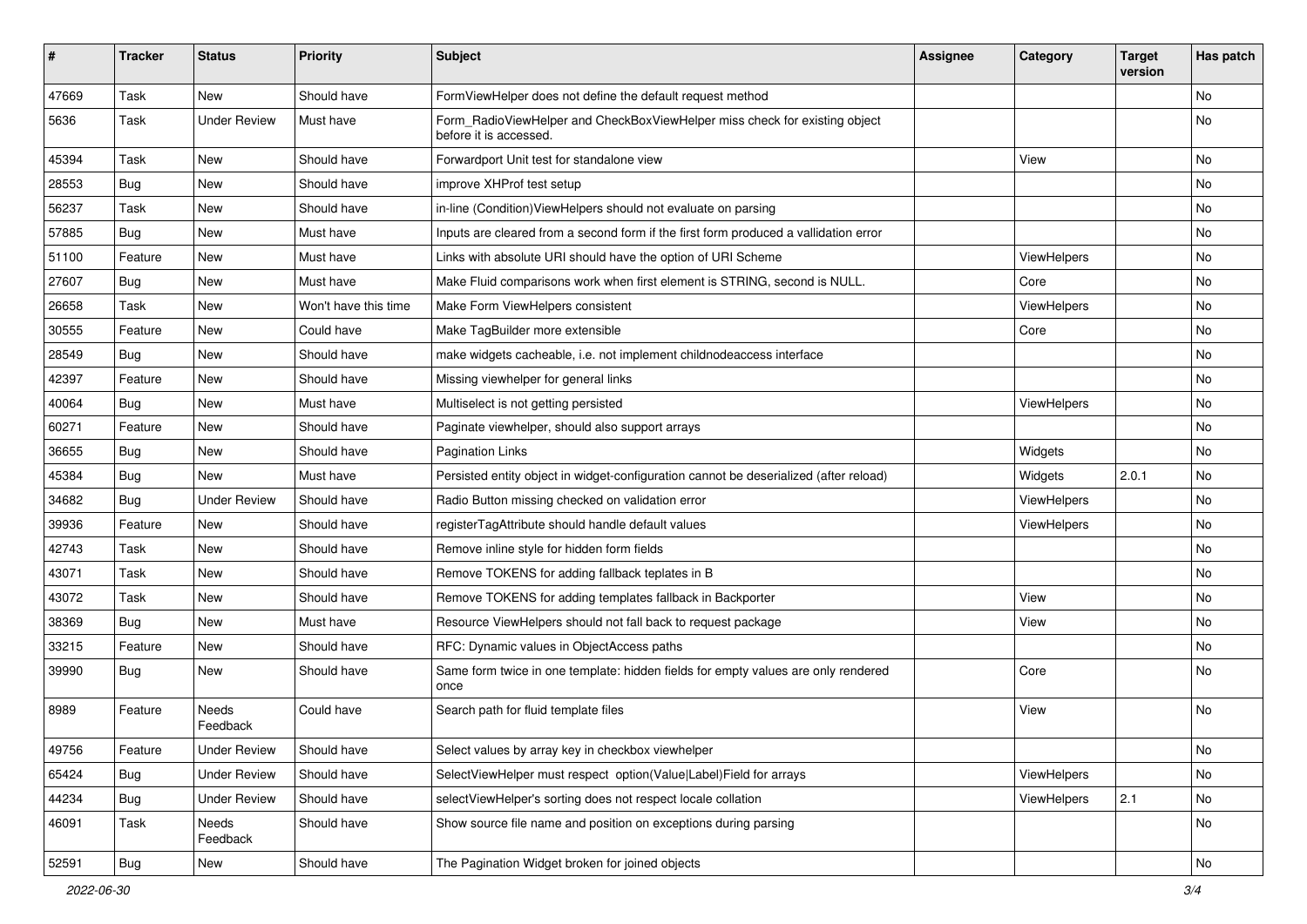| # | Tracker | Status | Priority | Subject | Assignee | Category | Target version | Has patch |
|---|---|---|---|---|---|---|---|---|
| 47669 | Task | New | Should have | FormViewHelper does not define the default request method | | | | No |
| 5636 | Task | Under Review | Must have | Form_RadioViewHelper and CheckBoxViewHelper miss check for existing object before it is accessed. | | | | No |
| 45394 | Task | New | Should have | Forwardport Unit test for standalone view | | View | | No |
| 28553 | Bug | New | Should have | improve XHProf test setup | | | | No |
| 56237 | Task | New | Should have | in-line (Condition)ViewHelpers should not evaluate on parsing | | | | No |
| 57885 | Bug | New | Must have | Inputs are cleared from a second form if the first form produced a vallidation error | | | | No |
| 51100 | Feature | New | Must have | Links with absolute URI should have the option of URI Scheme | | ViewHelpers | | No |
| 27607 | Bug | New | Must have | Make Fluid comparisons work when first element is STRING, second is NULL. | | Core | | No |
| 26658 | Task | New | Won't have this time | Make Form ViewHelpers consistent | | ViewHelpers | | No |
| 30555 | Feature | New | Could have | Make TagBuilder more extensible | | Core | | No |
| 28549 | Bug | New | Should have | make widgets cacheable, i.e. not implement childnodeaccess interface | | | | No |
| 42397 | Feature | New | Should have | Missing viewhelper for general links | | | | No |
| 40064 | Bug | New | Must have | Multiselect is not getting persisted | | ViewHelpers | | No |
| 60271 | Feature | New | Should have | Paginate viewhelper, should also support arrays | | | | No |
| 36655 | Bug | New | Should have | Pagination Links | | Widgets | | No |
| 45384 | Bug | New | Must have | Persisted entity object in widget-configuration cannot be deserialized (after reload) | | Widgets | 2.0.1 | No |
| 34682 | Bug | Under Review | Should have | Radio Button missing checked on validation error | | ViewHelpers | | No |
| 39936 | Feature | New | Should have | registerTagAttribute should handle default values | | ViewHelpers | | No |
| 42743 | Task | New | Should have | Remove inline style for hidden form fields | | | | No |
| 43071 | Task | New | Should have | Remove TOKENS for adding fallback teplates in B | | | | No |
| 43072 | Task | New | Should have | Remove TOKENS for adding templates fallback in Backporter | | View | | No |
| 38369 | Bug | New | Must have | Resource ViewHelpers should not fall back to request package | | View | | No |
| 33215 | Feature | New | Should have | RFC: Dynamic values in ObjectAccess paths | | | | No |
| 39990 | Bug | New | Should have | Same form twice in one template: hidden fields for empty values are only rendered once | | Core | | No |
| 8989 | Feature | Needs Feedback | Could have | Search path for fluid template files | | View | | No |
| 49756 | Feature | Under Review | Should have | Select values by array key in checkbox viewhelper | | | | No |
| 65424 | Bug | Under Review | Should have | SelectViewHelper must respect option(Value\|Label)Field for arrays | | ViewHelpers | | No |
| 44234 | Bug | Under Review | Should have | selectViewHelper's sorting does not respect locale collation | | ViewHelpers | 2.1 | No |
| 46091 | Task | Needs Feedback | Should have | Show source file name and position on exceptions during parsing | | | | No |
| 52591 | Bug | New | Should have | The Pagination Widget broken for joined objects | | | | No |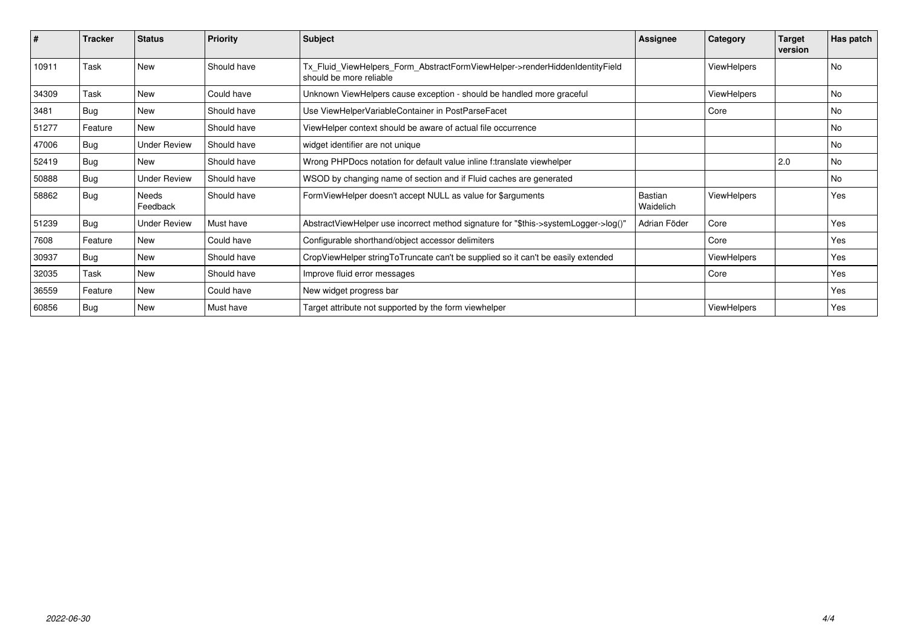| # | Tracker | Status | Priority | Subject | Assignee | Category | Target version | Has patch |
|---|---|---|---|---|---|---|---|---|
| 10911 | Task | New | Should have | Tx_Fluid_ViewHelpers_Form_AbstractFormViewHelper->renderHiddenIdentityField should be more reliable | | ViewHelpers | | No |
| 34309 | Task | New | Could have | Unknown ViewHelpers cause exception - should be handled more graceful | | ViewHelpers | | No |
| 3481 | Bug | New | Should have | Use ViewHelperVariableContainer in PostParseFacet | | Core | | No |
| 51277 | Feature | New | Should have | ViewHelper context should be aware of actual file occurrence | | | | No |
| 47006 | Bug | Under Review | Should have | widget identifier are not unique | | | | No |
| 52419 | Bug | New | Should have | Wrong PHPDocs notation for default value inline f:translate viewhelper | | | 2.0 | No |
| 50888 | Bug | Under Review | Should have | WSOD by changing name of section and if Fluid caches are generated | | | | No |
| 58862 | Bug | Needs Feedback | Should have | FormViewHelper doesn't accept NULL as value for $arguments | Bastian Waidelich | ViewHelpers | | Yes |
| 51239 | Bug | Under Review | Must have | AbstractViewHelper use incorrect method signature for "$this->systemLogger->log()" | Adrian Föder | Core | | Yes |
| 7608 | Feature | New | Could have | Configurable shorthand/object accessor delimiters | | Core | | Yes |
| 30937 | Bug | New | Should have | CropViewHelper stringToTruncate can't be supplied so it can't be easily extended | | ViewHelpers | | Yes |
| 32035 | Task | New | Should have | Improve fluid error messages | | Core | | Yes |
| 36559 | Feature | New | Could have | New widget progress bar | | | | Yes |
| 60856 | Bug | New | Must have | Target attribute not supported by the form viewhelper | | ViewHelpers | | Yes |

*2022-06-30*